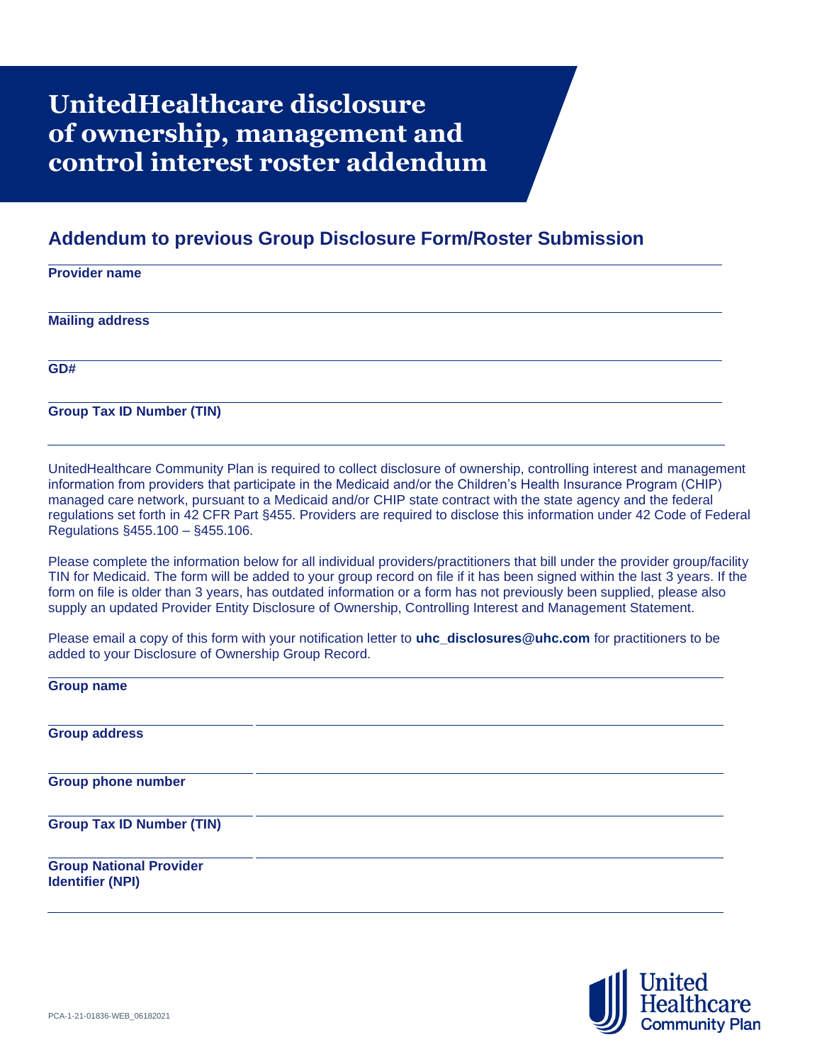# UnitedHealthcare disclosure of ownership, management and control interest roster addendum

## Addendum to previous Group Disclosure Form/Roster Submission

**Provider name**

**Mailing address**

**GD#**

**Group Tax ID Number (TIN)**

UnitedHealthcare Community Plan is required to collect disclosure of ownership, controlling interest and management information from providers that participate in the Medicaid and/or the Children's Health Insurance Program (CHIP) managed care network, pursuant to a Medicaid and/or CHIP state contract with the state agency and the federal regulations set forth in 42 CFR Part §455. Providers are required to disclose this information under 42 Code of Federal Regulations §455.100 – §455.106.

Please complete the information below for all individual providers/practitioners that bill under the provider group/facility TIN for Medicaid. The form will be added to your group record on file if it has been signed within the last 3 years. If the form on file is older than 3 years, has outdated information or a form has not previously been supplied, please also supply an updated Provider Entity Disclosure of Ownership, Controlling Interest and Management Statement.

Please email a copy of this form with your notification letter to **uhc_disclosures@uhc.com** for practitioners to be added to your Disclosure of Ownership Group Record.

| | |
|---|---|
| **Group name** | |
| **Group address** | |
| **Group phone number** | |
| **Group Tax ID Number (TIN)** | |
| **Group National Provider Identifier (NPI)** | |

PCA-1-21-01836-WEB_06182021

United Healthcare Community Plan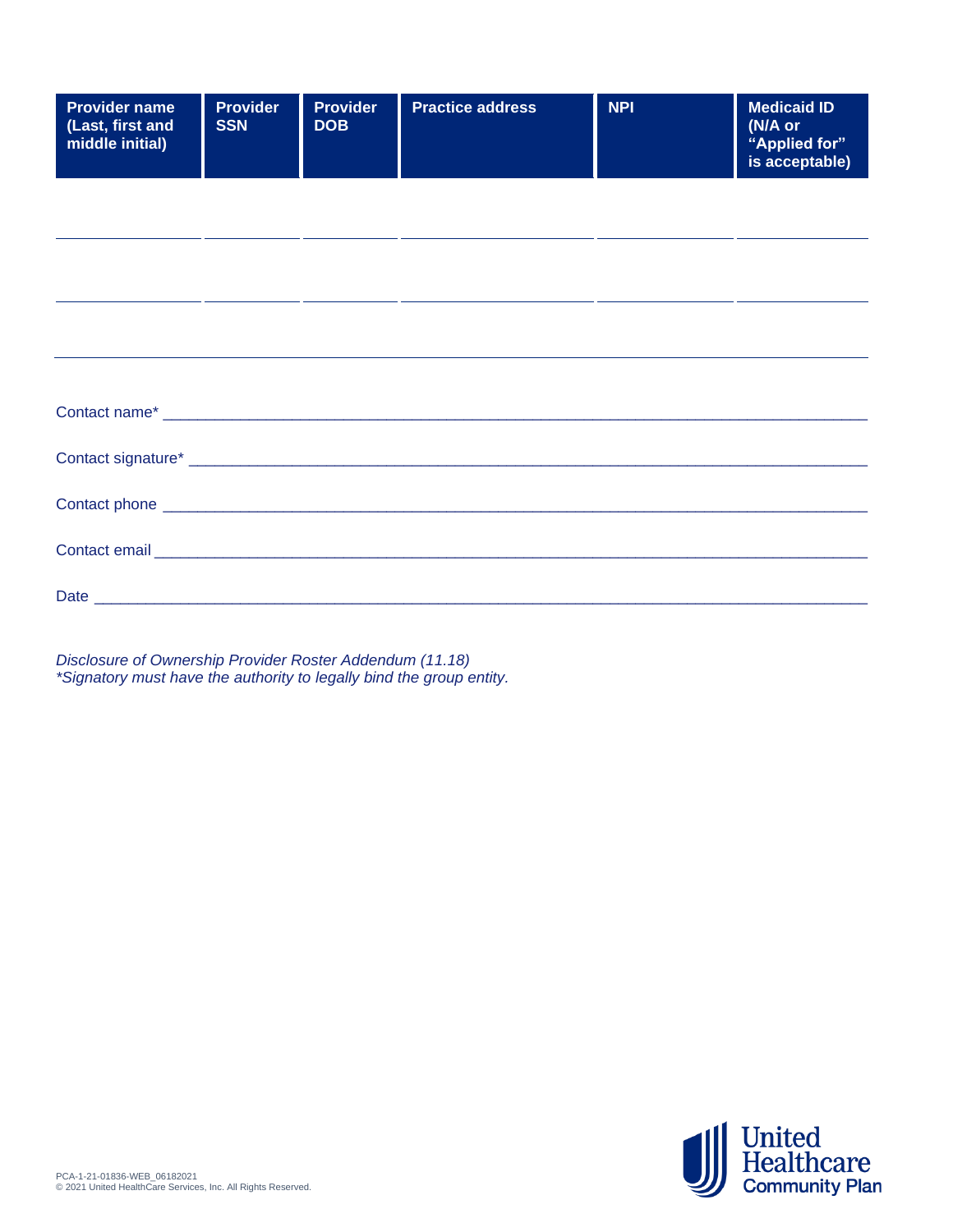| Provider name (Last, first and middle initial) | Provider SSN | Provider DOB | Practice address | NPI | Medicaid ID (N/A or "Applied for" is acceptable) |
|---|---|---|---|---|---|
| | | | | | |
| | | | | | |

Contact name* ___________________________________________

Contact signature* ___________________________________________

Contact phone ___________________________________________

Contact email ___________________________________________

Date ___________________________________________

*Disclosure of Ownership Provider Roster Addendum (11.18)*
**Signatory must have the authority to legally bind the group entity.*

PCA-1-21-01836-WEB_06182021
© 2021 United HealthCare Services, Inc. All Rights Reserved.

United Healthcare Community Plan